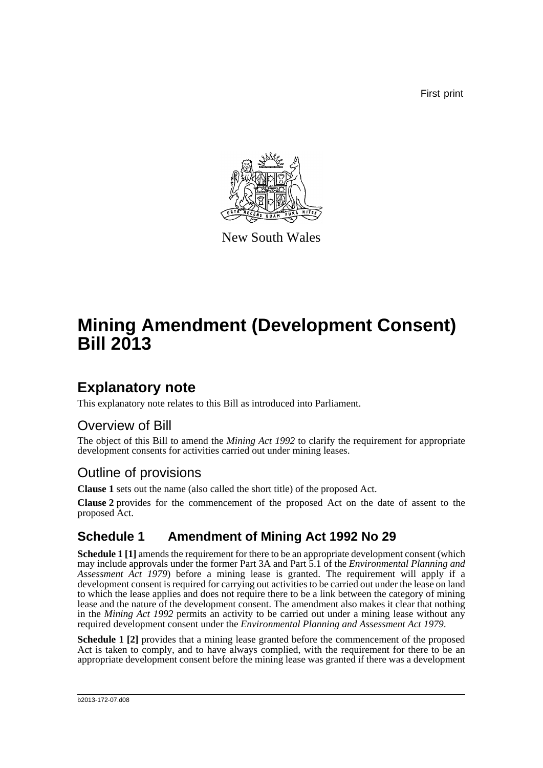First print

New South Wales

# Mining Amendment (Development Consent) Bill 2013

## Explanatory note

This explanatory note relates to this Bill as introduced into Parliament.

### Overview of Bill

The object of this Bill to amend the *Mining Act 1992* to clarify the requirement for appropriate development consents for activities carried out under mining leases.

### Outline of provisions

**Clause 1** sets out the name (also called the short title) of the proposed Act.

**Clause 2** provides for the commencement of the proposed Act on the date of assent to the proposed Act.

### Schedule 1 Amendment of Mining Act 1992 No 29

**Schedule 1 [1]** amends the requirement for there to be an appropriate development consent (which may include approvals under the former Part 3A and Part 5.1 of the *Environmental Planning and Assessment Act 1979*) before a mining lease is granted. The requirement will apply if a development consent is required for carrying out activities to be carried out under the lease on land to which the lease applies and does not require there to be a link between the category of mining lease and the nature of the development consent. The amendment also makes it clear that nothing in the *Mining Act 1992* permits an activity to be carried out under a mining lease without any required development consent under the *Environmental Planning and Assessment Act 1979*.

**Schedule 1 [2]** provides that a mining lease granted before the commencement of the proposed Act is taken to comply, and to have always complied, with the requirement for there to be an appropriate development consent before the mining lease was granted if there was a development

b2013-172-07.d08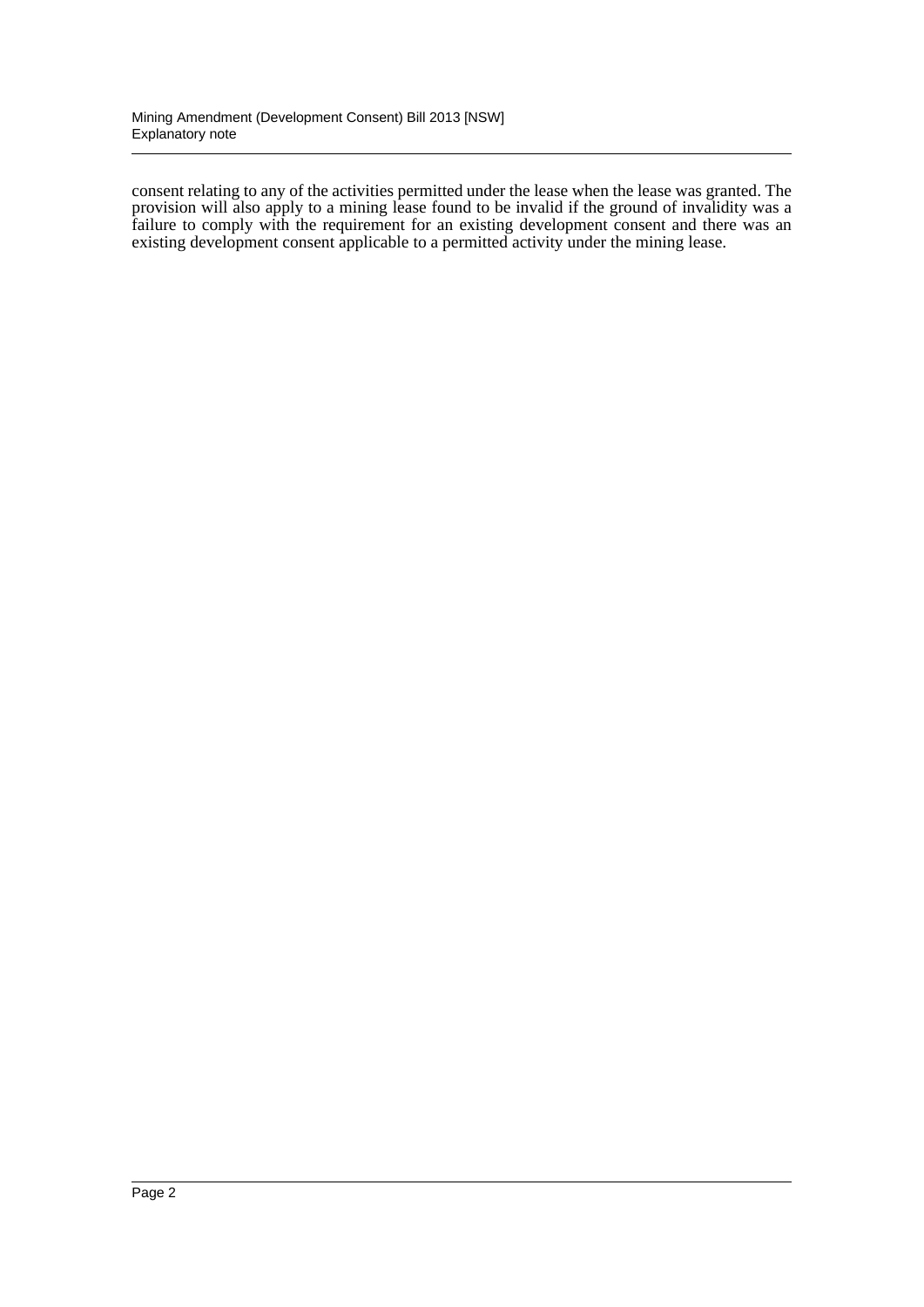consent relating to any of the activities permitted under the lease when the lease was granted. The provision will also apply to a mining lease found to be invalid if the ground of invalidity was a failure to comply with the requirement for an existing development consent and there was an existing development consent applicable to a permitted activity under the mining lease.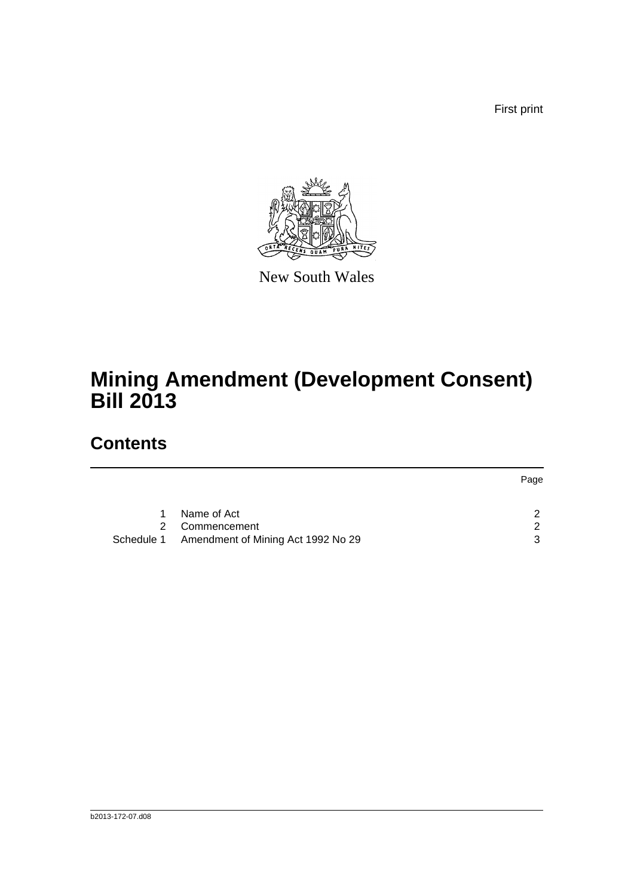First print

New South Wales

# Mining Amendment (Development Consent) Bill 2013

## Contents

| | | Page |
|---|---|---|
| 1 | Name of Act | 2 |
| 2 | Commencement | 2 |
| Schedule 1 | Amendment of Mining Act 1992 No 29 | 3 |

b2013-172-07.d08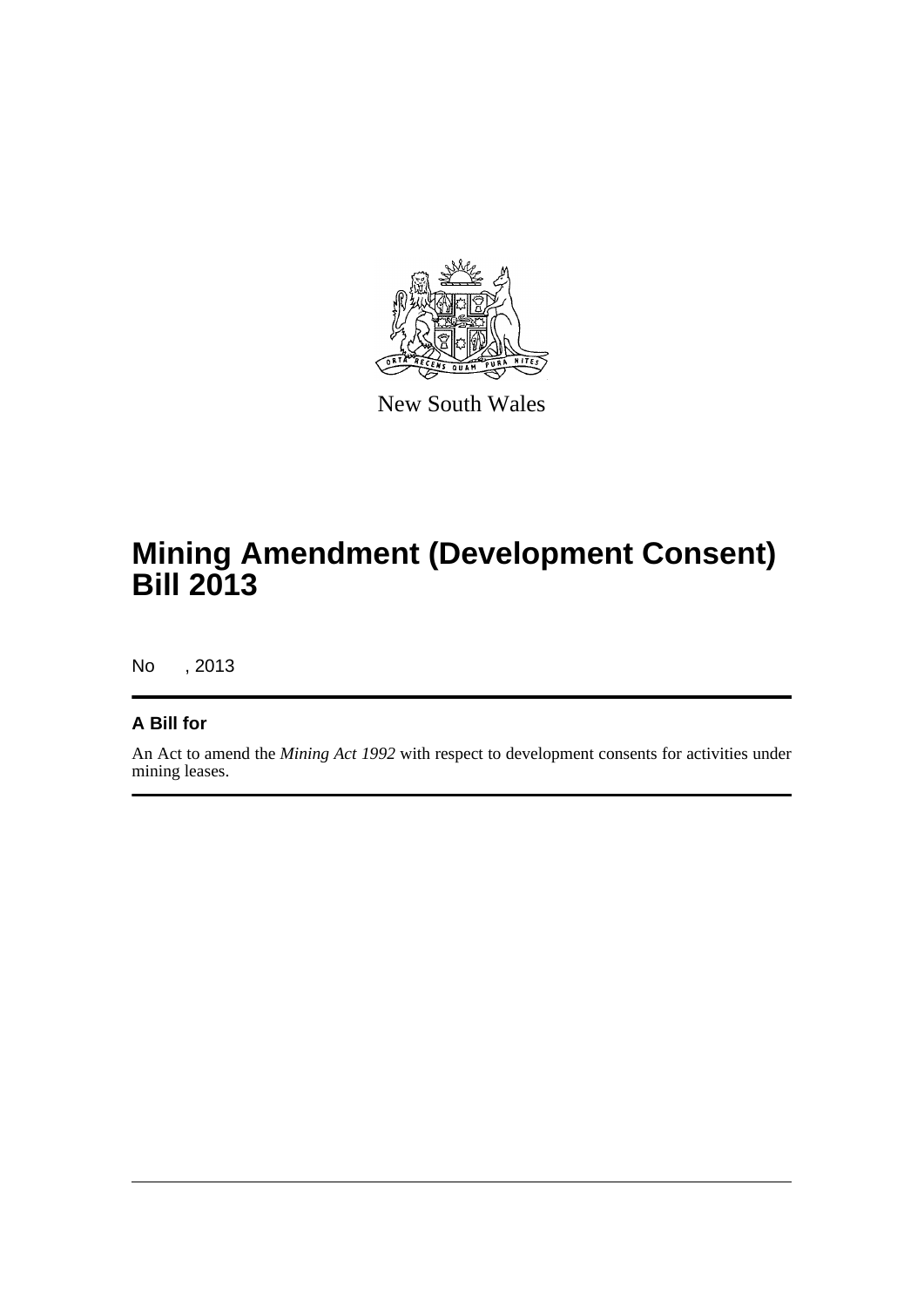New South Wales

# Mining Amendment (Development Consent) Bill 2013

No , 2013

## A Bill for

An Act to amend the *Mining Act 1992* with respect to development consents for activities under mining leases.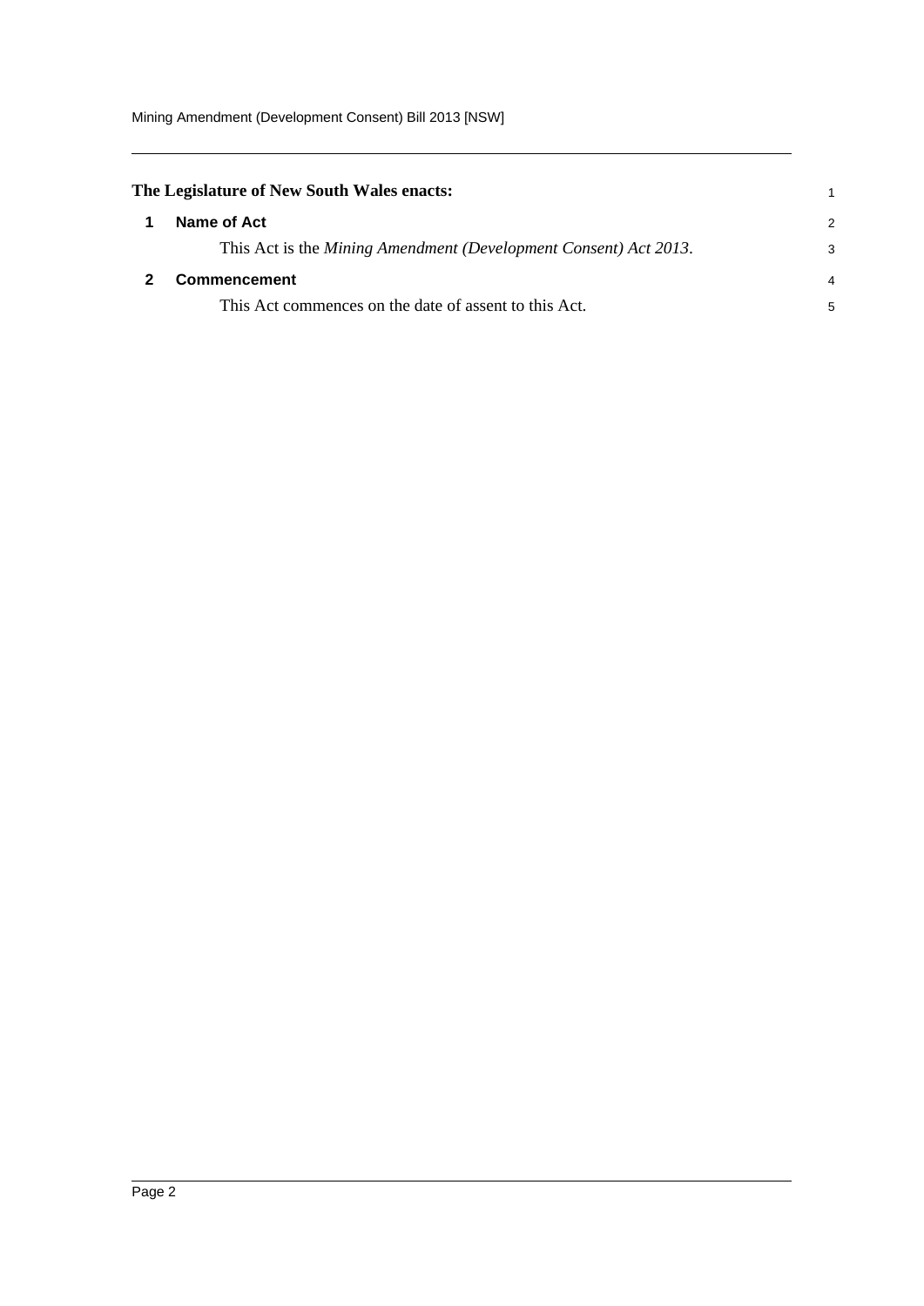**The Legislature of New South Wales enacts:**

## 1 Name of Act

This Act is the *Mining Amendment (Development Consent) Act 2013*.

## 2 Commencement

This Act commences on the date of assent to this Act.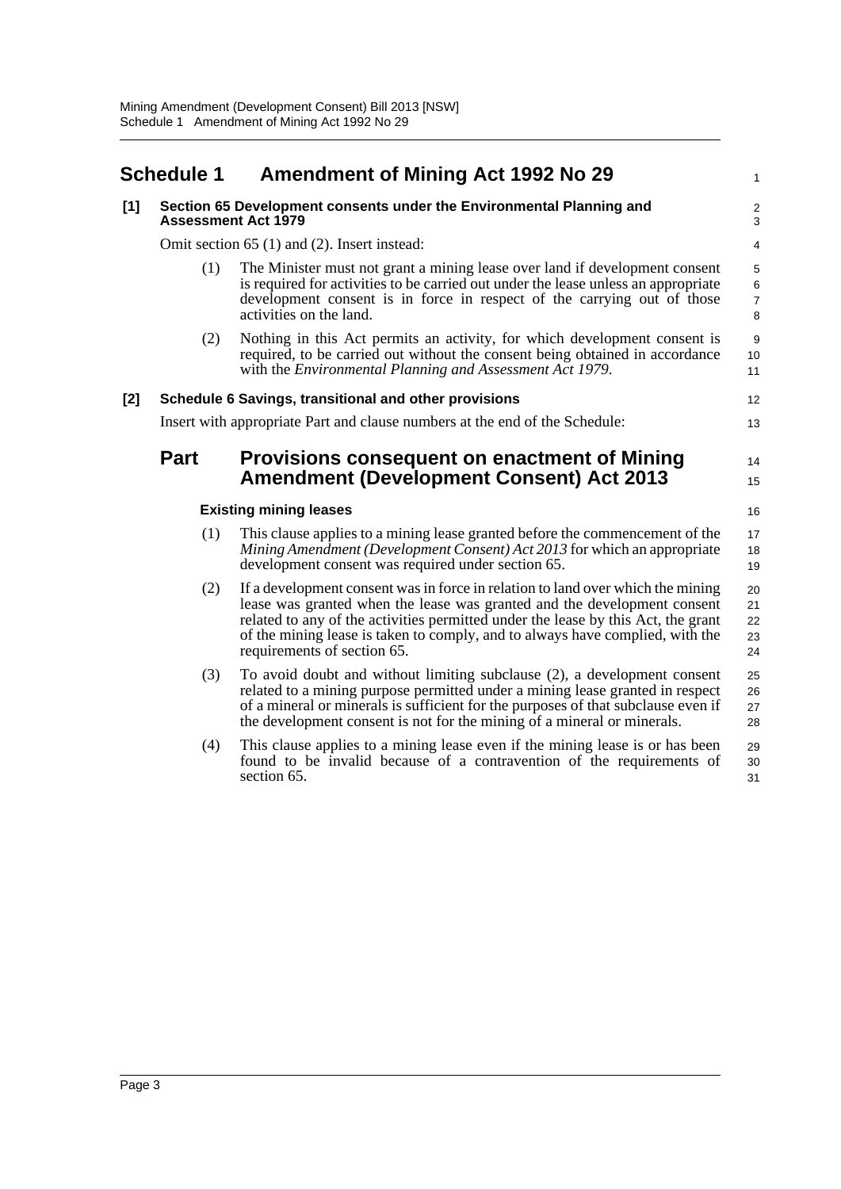## Schedule 1 Amendment of Mining Act 1992 No 29

**[1] Section 65 Development consents under the Environmental Planning and Assessment Act 1979**

Omit section 65 (1) and (2). Insert instead:

(1) The Minister must not grant a mining lease over land if development consent is required for activities to be carried out under the lease unless an appropriate development consent is in force in respect of the carrying out of those activities on the land.

(2) Nothing in this Act permits an activity, for which development consent is required, to be carried out without the consent being obtained in accordance with the *Environmental Planning and Assessment Act 1979*.

**[2] Schedule 6 Savings, transitional and other provisions**

Insert with appropriate Part and clause numbers at the end of the Schedule:

## Part Provisions consequent on enactment of Mining Amendment (Development Consent) Act 2013

**Existing mining leases**

(1) This clause applies to a mining lease granted before the commencement of the *Mining Amendment (Development Consent) Act 2013* for which an appropriate development consent was required under section 65.

(2) If a development consent was in force in relation to land over which the mining lease was granted when the lease was granted and the development consent related to any of the activities permitted under the lease by this Act, the grant of the mining lease is taken to comply, and to always have complied, with the requirements of section 65.

(3) To avoid doubt and without limiting subclause (2), a development consent related to a mining purpose permitted under a mining lease granted in respect of a mineral or minerals is sufficient for the purposes of that subclause even if the development consent is not for the mining of a mineral or minerals.

(4) This clause applies to a mining lease even if the mining lease is or has been found to be invalid because of a contravention of the requirements of section 65.